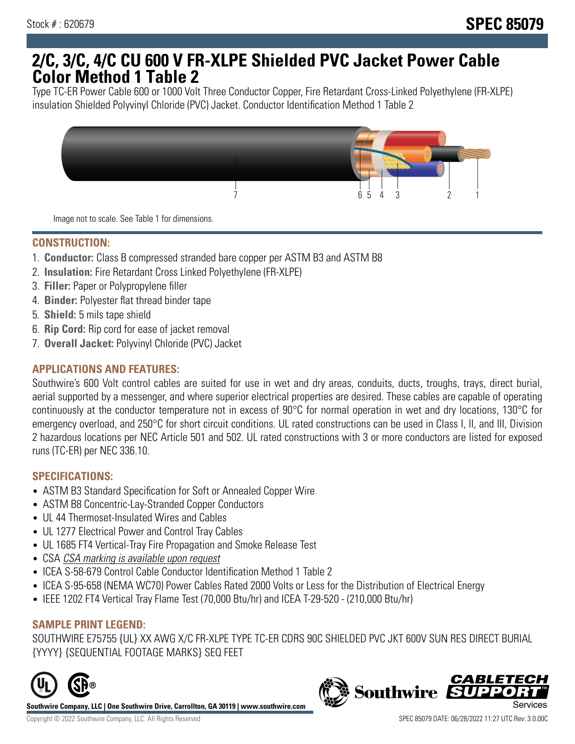Stock # : 620679

# SPEC 85079

# 2/C, 3/C, 4/C CU 600 V FR-XLPE Shielded PVC Jacket Power Cable Color Method 1 Table 2

Type TC-ER Power Cable 600 or 1000 Volt Three Conductor Copper, Fire Retardant Cross-Linked Polyethylene (FR-XLPE) insulation Shielded Polyvinyl Chloride (PVC) Jacket. Conductor Identification Method 1 Table 2

Image not to scale. See Table 1 for dimensions.

## CONSTRUCTION:

1. **Conductor:** Class B compressed stranded bare copper per ASTM B3 and ASTM B8
2. **Insulation:** Fire Retardant Cross Linked Polyethylene (FR-XLPE)
3. **Filler:** Paper or Polypropylene filler
4. **Binder:** Polyester flat thread binder tape
5. **Shield:** 5 mils tape shield
6. **Rip Cord:** Rip cord for ease of jacket removal
7. **Overall Jacket:** Polyvinyl Chloride (PVC) Jacket

## APPLICATIONS AND FEATURES:

Southwire's 600 Volt control cables are suited for use in wet and dry areas, conduits, ducts, troughs, trays, direct burial, aerial supported by a messenger, and where superior electrical properties are desired. These cables are capable of operating continuously at the conductor temperature not in excess of 90°C for normal operation in wet and dry locations, 130°C for emergency overload, and 250°C for short circuit conditions. UL rated constructions can be used in Class I, II, and III, Division 2 hazardous locations per NEC Article 501 and 502. UL rated constructions with 3 or more conductors are listed for exposed runs (TC-ER) per NEC 336.10.

## SPECIFICATIONS:

- ASTM B3 Standard Specification for Soft or Annealed Copper Wire
- ASTM B8 Concentric-Lay-Stranded Copper Conductors
- UL 44 Thermoset-Insulated Wires and Cables
- UL 1277 Electrical Power and Control Tray Cables
- UL 1685 FT4 Vertical-Tray Fire Propagation and Smoke Release Test
- CSA *CSA marking is available upon request*
- ICEA S-58-679 Control Cable Conductor Identification Method 1 Table 2
- ICEA S-95-658 (NEMA WC70) Power Cables Rated 2000 Volts or Less for the Distribution of Electrical Energy
- IEEE 1202 FT4 Vertical Tray Flame Test (70,000 Btu/hr) and ICEA T-29-520 - (210,000 Btu/hr)

## SAMPLE PRINT LEGEND:

SOUTHWIRE E75755 {UL} XX AWG X/C FR-XLPE TYPE TC-ER CDRS 90C SHIELDED PVC JKT 600V SUN RES DIRECT BURIAL {YYYY} {SEQUENTIAL FOOTAGE MARKS} SEQ FEET

**Southwire Company, LLC | One Southwire Drive, Carrollton, GA 30119 | www.southwire.com**

Copyright © 2022 Southwire Company, LLC. All Rights Reserved

SPEC 85079 DATE: 06/28/2022 11:27 UTC Rev: 3.0.00C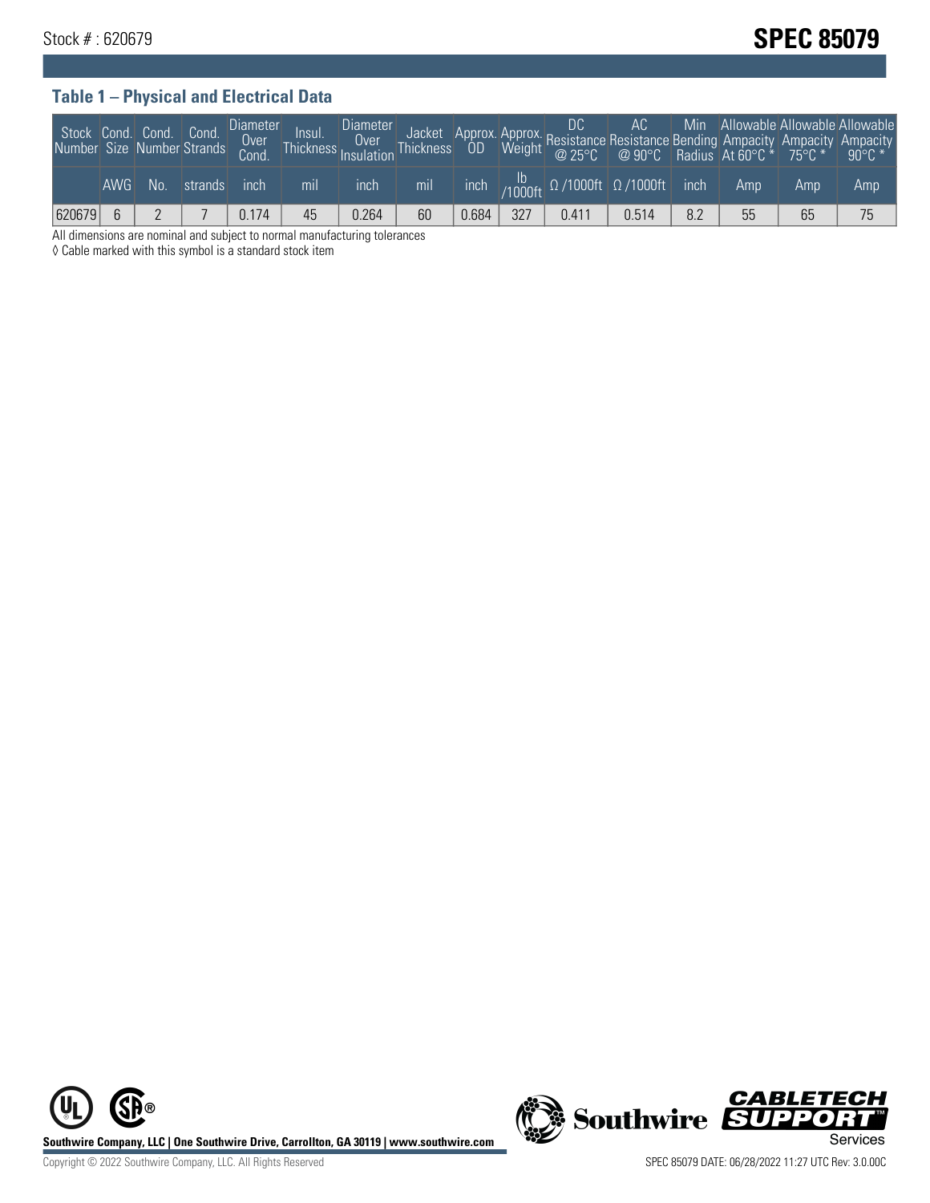### Table 1 – Physical and Electrical Data

| Stock Number | Cond. Size | Cond. Number | Cond. Strands | Diameter Over Cond. | Insul. Thickness | Diameter Over Insulation | Jacket Thickness | Approx. OD | Approx. Weight | DC Resistance @ 25°C | AC Resistance @ 90°C | Min Bending Radius | Allowable Ampacity At 60°C * | Allowable Ampacity 75°C * | Allowable Ampacity 90°C * |
|---|---|---|---|---|---|---|---|---|---|---|---|---|---|---|---|
| | AWG | No. | strands | inch | mil | inch | mil | inch | lb /1000ft | Ω /1000ft | Ω /1000ft | inch | Amp | Amp | Amp |
| 620679 | 6 | 2 | 7 | 0.174 | 45 | 0.264 | 60 | 0.684 | 327 | 0.411 | 0.514 | 8.2 | 55 | 65 | 75 |

All dimensions are nominal and subject to normal manufacturing tolerances

◊ Cable marked with this symbol is a standard stock item

**Southwire Company, LLC | One Southwire Drive, Carrollton, GA 30119 | www.southwire.com**

Copyright © 2022 Southwire Company, LLC. All Rights Reserved

SPEC 85079 DATE: 06/28/2022 11:27 UTC Rev: 3.0.00C